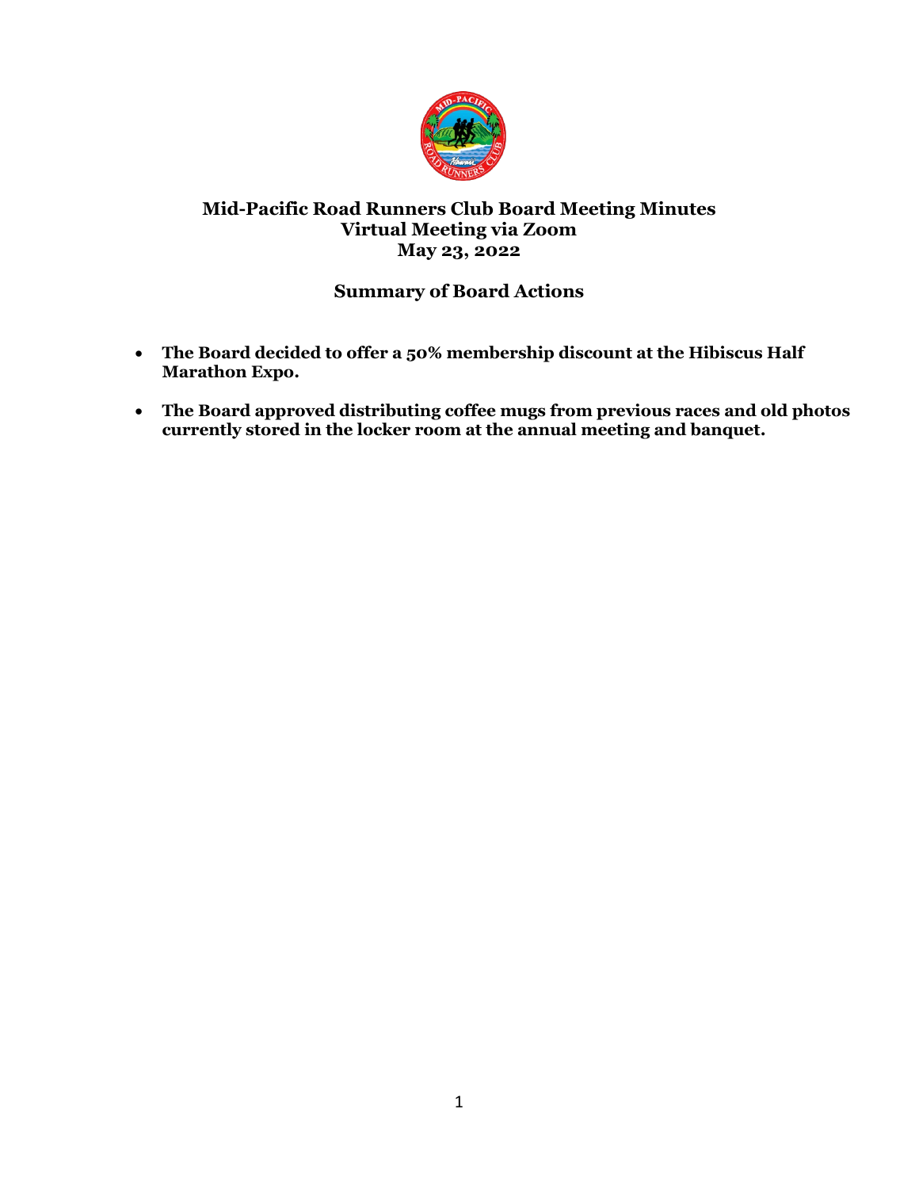# Mid-Pacific Road Runners Club Board Meeting Minutes
## Virtual Meeting via Zoom
## May 23, 2022

### Summary of Board Actions

- **The Board decided to offer a 50% membership discount at the Hibiscus Half Marathon Expo.**
- **The Board approved distributing coffee mugs from previous races and old photos currently stored in the locker room at the annual meeting and banquet.**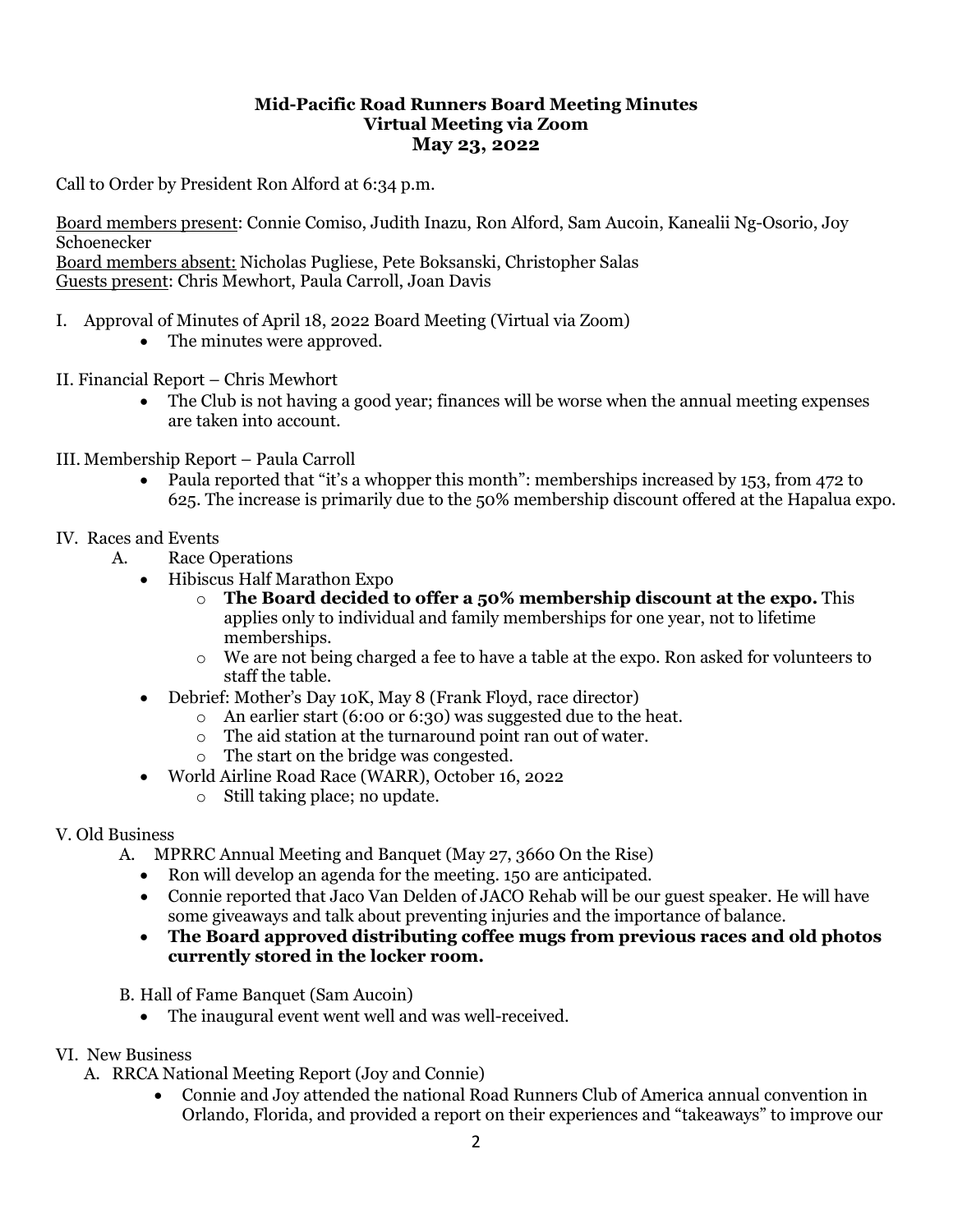**Mid-Pacific Road Runners Board Meeting Minutes**
**Virtual Meeting via Zoom**
**May 23, 2022**

Call to Order by President Ron Alford at 6:34 p.m.

Board members present: Connie Comiso, Judith Inazu, Ron Alford, Sam Aucoin, Kanealii Ng-Osorio, Joy Schoenecker
Board members absent: Nicholas Pugliese, Pete Boksanski, Christopher Salas
Guests present: Chris Mewhort, Paula Carroll, Joan Davis

I. Approval of Minutes of April 18, 2022 Board Meeting (Virtual via Zoom)
- The minutes were approved.

II. Financial Report – Chris Mewhort
- The Club is not having a good year; finances will be worse when the annual meeting expenses are taken into account.

III. Membership Report – Paula Carroll
- Paula reported that "it's a whopper this month": memberships increased by 153, from 472 to 625. The increase is primarily due to the 50% membership discount offered at the Hapalua expo.

IV. Races and Events

A. Race Operations
- Hibiscus Half Marathon Expo
  - **The Board decided to offer a 50% membership discount at the expo.** This applies only to individual and family memberships for one year, not to lifetime memberships.
  - We are not being charged a fee to have a table at the expo. Ron asked for volunteers to staff the table.
- Debrief: Mother's Day 10K, May 8 (Frank Floyd, race director)
  - An earlier start (6:00 or 6:30) was suggested due to the heat.
  - The aid station at the turnaround point ran out of water.
  - The start on the bridge was congested.
- World Airline Road Race (WARR), October 16, 2022
  - Still taking place; no update.

V. Old Business

A. MPRRC Annual Meeting and Banquet (May 27, 3660 On the Rise)
- Ron will develop an agenda for the meeting. 150 are anticipated.
- Connie reported that Jaco Van Delden of JACO Rehab will be our guest speaker. He will have some giveaways and talk about preventing injuries and the importance of balance.
- **The Board approved distributing coffee mugs from previous races and old photos currently stored in the locker room.**

B. Hall of Fame Banquet (Sam Aucoin)
- The inaugural event went well and was well-received.

VI. New Business

A. RRCA National Meeting Report (Joy and Connie)
- Connie and Joy attended the national Road Runners Club of America annual convention in Orlando, Florida, and provided a report on their experiences and "takeaways" to improve our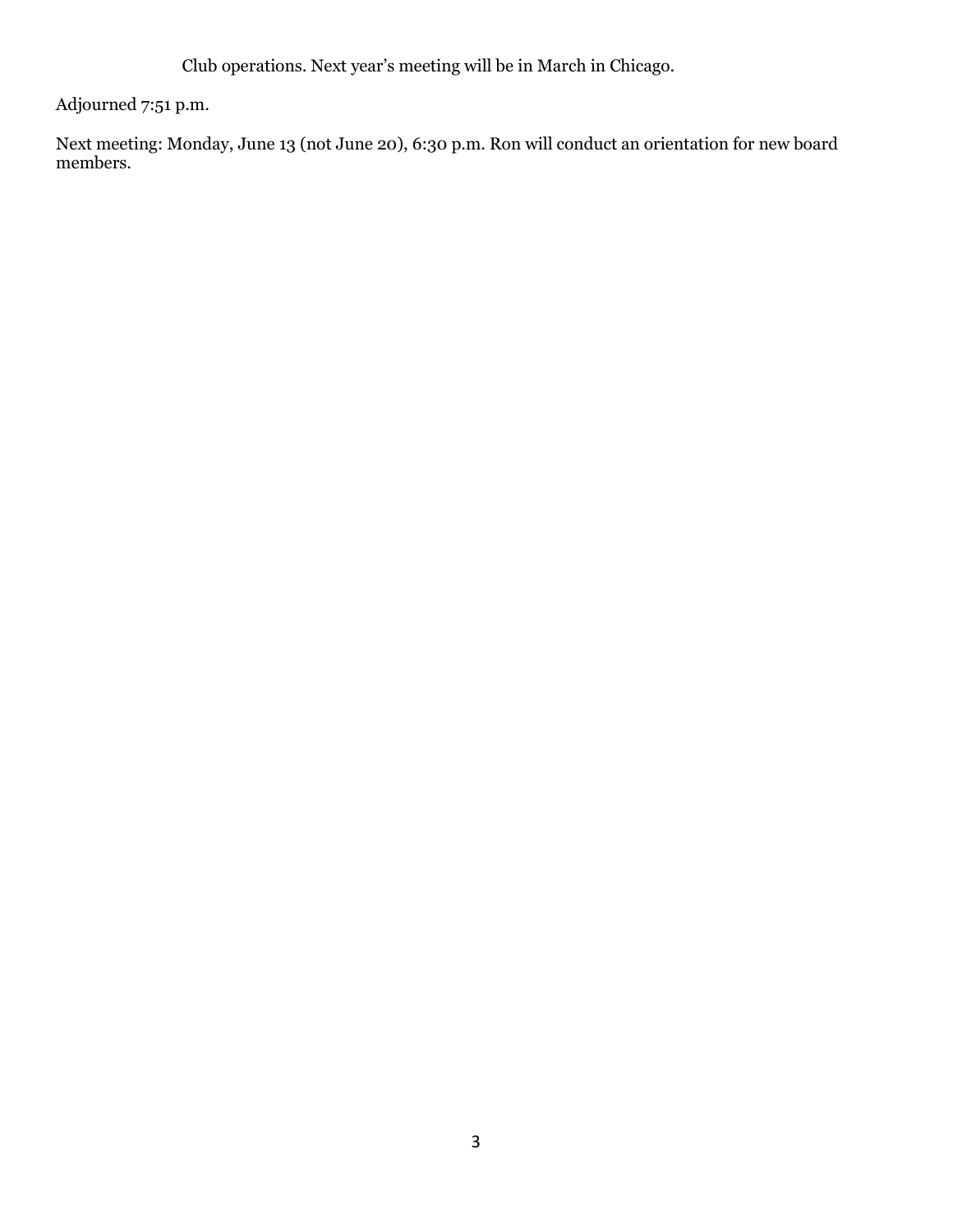Club operations. Next year's meeting will be in March in Chicago.

Adjourned 7:51 p.m.

Next meeting: Monday, June 13 (not June 20), 6:30 p.m. Ron will conduct an orientation for new board members.